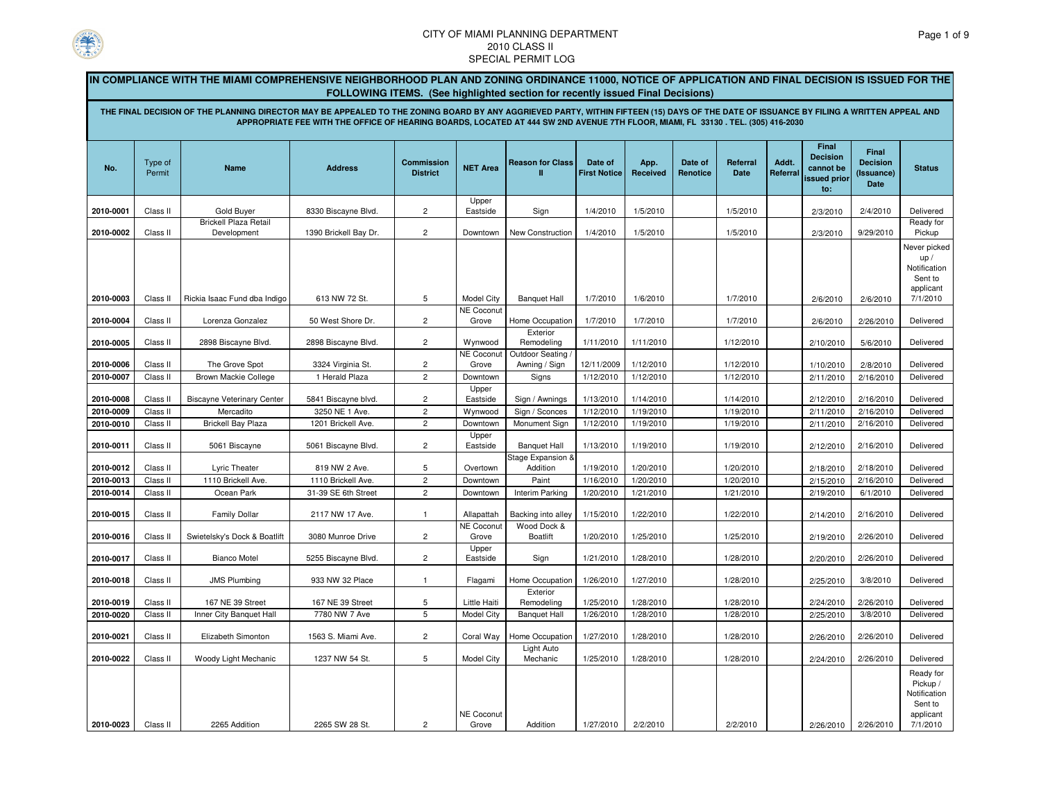CITY OF MIAMI PLANNING DEPARTMENT
2010 CLASS II
SPECIAL PERMIT LOG

**IN COMPLIANCE WITH THE MIAMI COMPREHENSIVE NEIGHBORHOOD PLAN AND ZONING ORDINANCE 11000, NOTICE OF APPLICATION AND FINAL DECISION IS ISSUED FOR THE FOLLOWING ITEMS. (See highlighted section for recently issued Final Decisions)**

**THE FINAL DECISION OF THE PLANNING DIRECTOR MAY BE APPEALED TO THE ZONING BOARD BY ANY AGGRIEVED PARTY, WITHIN FIFTEEN (15) DAYS OF THE DATE OF ISSUANCE BY FILING A WRITTEN APPEAL AND APPROPRIATE FEE WITH THE OFFICE OF HEARING BOARDS, LOCATED AT 444 SW 2ND AVENUE 7TH FLOOR, MIAMI, FL 33130 . TEL. (305) 416-2030**

| No. | Type of Permit | Name | Address | Commission District | NET Area | Reason for Class II | Date of First Notice | App. Received | Date of Renotice | Referral Date | Addt. Referral | Final Decision cannot be issued prior to: | Final Decision (Issuance) Date | Status |
|---|---|---|---|---|---|---|---|---|---|---|---|---|---|---|
| 2010-0001 | Class II | Gold Buyer | 8330 Biscayne Blvd. | 2 | Upper Eastside | Sign | 1/4/2010 | 1/5/2010 | | 1/5/2010 | | 2/3/2010 | 2/4/2010 | Delivered |
| 2010-0002 | Class II | Brickell Plaza Retail Development | 1390 Brickell Bay Dr. | 2 | Downtown | New Construction | 1/4/2010 | 1/5/2010 | | 1/5/2010 | | 2/3/2010 | 9/29/2010 | Ready for Pickup |
| 2010-0003 | Class II | Rickia Isaac Fund dba Indigo | 613 NW 72 St. | 5 | Model City | Banquet Hall | 1/7/2010 | 1/6/2010 | | 1/7/2010 | | 2/6/2010 | 2/6/2010 | Never picked up / Notification Sent to applicant 7/1/2010 |
| 2010-0004 | Class II | Lorenza Gonzalez | 50 West Shore Dr. | 2 | NE Coconut Grove | Home Occupation | 1/7/2010 | 1/7/2010 | | 1/7/2010 | | 2/6/2010 | 2/26/2010 | Delivered |
| 2010-0005 | Class II | 2898 Biscayne Blvd. | 2898 Biscayne Blvd. | 2 | Wynwood | Exterior Remodeling | 1/11/2010 | 1/11/2010 | | 1/12/2010 | | 2/10/2010 | 5/6/2010 | Delivered |
| 2010-0006 | Class II | The Grove Spot | 3324 Virginia St. | 2 | NE Coconut Grove | Outdoor Seating / Awning / Sign | 12/11/2009 | 1/12/2010 | | 1/12/2010 | | 1/10/2010 | 2/8/2010 | Delivered |
| 2010-0007 | Class II | Brown Mackie College | 1 Herald Plaza | 2 | Downtown | Signs | 1/12/2010 | 1/12/2010 | | 1/12/2010 | | 2/11/2010 | 2/16/2010 | Delivered |
| 2010-0008 | Class II | Biscayne Veterinary Center | 5841 Biscayne blvd. | 2 | Upper Eastside | Sign / Awnings | 1/13/2010 | 1/14/2010 | | 1/14/2010 | | 2/12/2010 | 2/16/2010 | Delivered |
| 2010-0009 | Class II | Mercadito | 3250 NE 1 Ave. | 2 | Wynwood | Sign / Sconces | 1/12/2010 | 1/19/2010 | | 1/19/2010 | | 2/11/2010 | 2/16/2010 | Delivered |
| 2010-0010 | Class II | Brickell Bay Plaza | 1201 Brickell Ave. | 2 | Downtown | Monument Sign | 1/12/2010 | 1/19/2010 | | 1/19/2010 | | 2/11/2010 | 2/16/2010 | Delivered |
| 2010-0011 | Class II | 5061 Biscayne | 5061 Biscayne Blvd. | 2 | Upper Eastside | Banquet Hall | 1/13/2010 | 1/19/2010 | | 1/19/2010 | | 2/12/2010 | 2/16/2010 | Delivered |
| 2010-0012 | Class II | Lyric Theater | 819 NW 2 Ave. | 5 | Overtown | Stage Expansion & Addition | 1/19/2010 | 1/20/2010 | | 1/20/2010 | | 2/18/2010 | 2/18/2010 | Delivered |
| 2010-0013 | Class II | 1110 Brickell Ave. | 1110 Brickell Ave. | 2 | Downtown | Paint | 1/16/2010 | 1/20/2010 | | 1/20/2010 | | 2/15/2010 | 2/16/2010 | Delivered |
| 2010-0014 | Class II | Ocean Park | 31-39 SE 6th Street | 2 | Downtown | Interim Parking | 1/20/2010 | 1/21/2010 | | 1/21/2010 | | 2/19/2010 | 6/1/2010 | Delivered |
| 2010-0015 | Class II | Family Dollar | 2117 NW 17 Ave. | 1 | Allapattah | Backing into alley | 1/15/2010 | 1/22/2010 | | 1/22/2010 | | 2/14/2010 | 2/16/2010 | Delivered |
| 2010-0016 | Class II | Swietelsky's Dock & Boatlift | 3080 Munroe Drive | 2 | NE Coconut Grove | Wood Dock & Boatlift | 1/20/2010 | 1/25/2010 | | 1/25/2010 | | 2/19/2010 | 2/26/2010 | Delivered |
| 2010-0017 | Class II | Bianco Motel | 5255 Biscayne Blvd. | 2 | Upper Eastside | Sign | 1/21/2010 | 1/28/2010 | | 1/28/2010 | | 2/20/2010 | 2/26/2010 | Delivered |
| 2010-0018 | Class II | JMS Plumbing | 933 NW 32 Place | 1 | Flagami | Home Occupation | 1/26/2010 | 1/27/2010 | | 1/28/2010 | | 2/25/2010 | 3/8/2010 | Delivered |
| 2010-0019 | Class II | 167 NE 39 Street | 167 NE 39 Street | 5 | Little Haiti | Exterior Remodeling | 1/25/2010 | 1/28/2010 | | 1/28/2010 | | 2/24/2010 | 2/26/2010 | Delivered |
| 2010-0020 | Class II | Inner City Banquet Hall | 7780 NW 7 Ave | 5 | Model City | Banquet Hall | 1/26/2010 | 1/28/2010 | | 1/28/2010 | | 2/25/2010 | 3/8/2010 | Delivered |
| 2010-0021 | Class II | Elizabeth Simonton | 1563 S. Miami Ave. | 2 | Coral Way | Home Occupation | 1/27/2010 | 1/28/2010 | | 1/28/2010 | | 2/26/2010 | 2/26/2010 | Delivered |
| 2010-0022 | Class II | Woody Light Mechanic | 1237 NW 54 St. | 5 | Model City | Light Auto Mechanic | 1/25/2010 | 1/28/2010 | | 1/28/2010 | | 2/24/2010 | 2/26/2010 | Delivered |
| 2010-0023 | Class II | 2265 Addition | 2265 SW 28 St. | 2 | NE Coconut Grove | Addition | 1/27/2010 | 2/2/2010 | | 2/2/2010 | | 2/26/2010 | 2/26/2010 | Ready for Pickup / Notification Sent to applicant 7/1/2010 |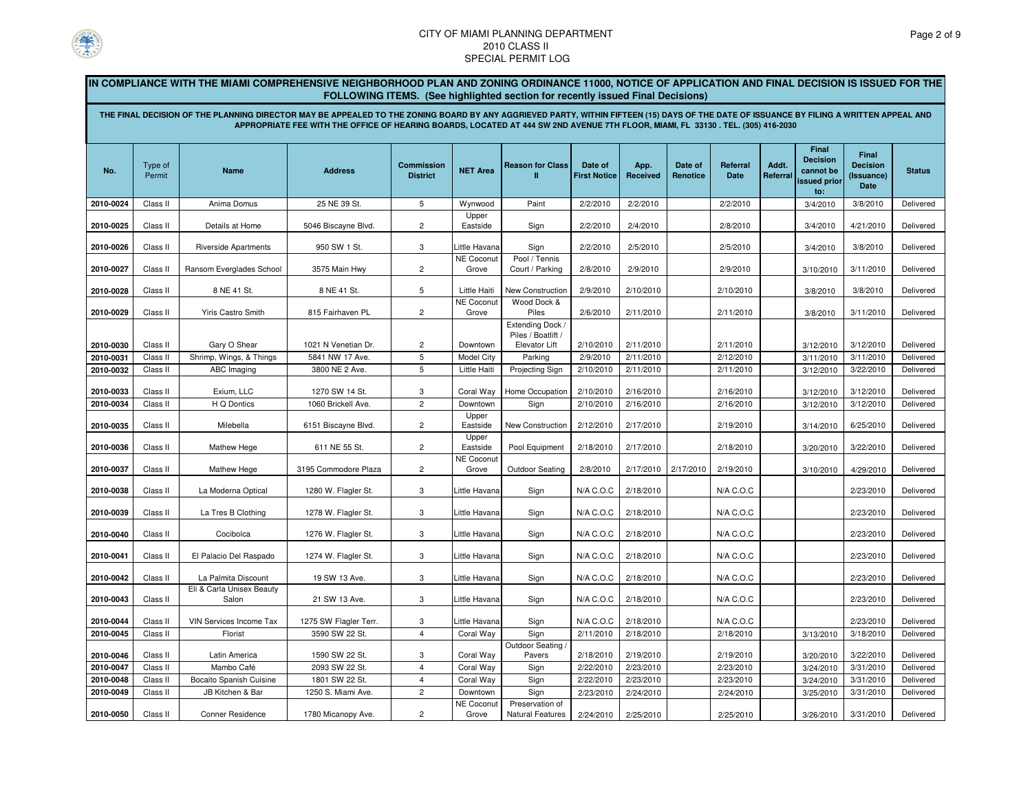CITY OF MIAMI PLANNING DEPARTMENT
2010 CLASS II
SPECIAL PERMIT LOG

**IN COMPLIANCE WITH THE MIAMI COMPREHENSIVE NEIGHBORHOOD PLAN AND ZONING ORDINANCE 11000, NOTICE OF APPLICATION AND FINAL DECISION IS ISSUED FOR THE FOLLOWING ITEMS. (See highlighted section for recently issued Final Decisions)**

**THE FINAL DECISION OF THE PLANNING DIRECTOR MAY BE APPEALED TO THE ZONING BOARD BY ANY AGGRIEVED PARTY, WITHIN FIFTEEN (15) DAYS OF THE DATE OF ISSUANCE BY FILING A WRITTEN APPEAL AND APPROPRIATE FEE WITH THE OFFICE OF HEARING BOARDS, LOCATED AT 444 SW 2ND AVENUE 7TH FLOOR, MIAMI, FL 33130 . TEL. (305) 416-2030**

| No. | Type of Permit | Name | Address | Commission District | NET Area | Reason for Class II | Date of First Notice | App. Received | Date of Renotice | Referral Date | Addt. Referral | Final Decision cannot be issued prior to: | Final Decision (Issuance) Date | Status |
|---|---|---|---|---|---|---|---|---|---|---|---|---|---|---|
| 2010-0024 | Class II | Anima Domus | 25 NE 39 St. | 5 | Wynwood | Paint | 2/2/2010 | 2/2/2010 | | 2/2/2010 | | 3/4/2010 | 3/8/2010 | Delivered |
| 2010-0025 | Class II | Details at Home | 5046 Biscayne Blvd. | 2 | Upper Eastside | Sign | 2/2/2010 | 2/4/2010 | | 2/8/2010 | | 3/4/2010 | 4/21/2010 | Delivered |
| 2010-0026 | Class II | Riverside Apartments | 950 SW 1 St. | 3 | Little Havana | Sign | 2/2/2010 | 2/5/2010 | | 2/5/2010 | | 3/4/2010 | 3/8/2010 | Delivered |
| 2010-0027 | Class II | Ransom Everglades School | 3575 Main Hwy | 2 | NE Coconut Grove | Pool / Tennis Court / Parking | 2/8/2010 | 2/9/2010 | | 2/9/2010 | | 3/10/2010 | 3/11/2010 | Delivered |
| 2010-0028 | Class II | 8 NE 41 St. | 8 NE 41 St. | 5 | Little Haiti | New Construction | 2/9/2010 | 2/10/2010 | | 2/10/2010 | | 3/8/2010 | 3/8/2010 | Delivered |
| 2010-0029 | Class II | Yiris Castro Smith | 815 Fairhaven PL | 2 | NE Coconut Grove | Wood Dock & Piles | 2/6/2010 | 2/11/2010 | | 2/11/2010 | | 3/8/2010 | 3/11/2010 | Delivered |
| 2010-0030 | Class II | Gary O Shear | 1021 N Venetian Dr. | 2 | Downtown | Extending Dock / Piles / Boatlift / Elevator Lift | 2/10/2010 | 2/11/2010 | | 2/11/2010 | | 3/12/2010 | 3/12/2010 | Delivered |
| 2010-0031 | Class II | Shrimp, Wings, & Things | 5841 NW 17 Ave. | 5 | Model City | Parking | 2/9/2010 | 2/11/2010 | | 2/12/2010 | | 3/11/2010 | 3/11/2010 | Delivered |
| 2010-0032 | Class II | ABC Imaging | 3800 NE 2 Ave. | 5 | Little Haiti | Projecting Sign | 2/10/2010 | 2/11/2010 | | 2/11/2010 | | 3/12/2010 | 3/22/2010 | Delivered |
| 2010-0033 | Class II | Exium, LLC | 1270 SW 14 St. | 3 | Coral Way | Home Occupation | 2/10/2010 | 2/16/2010 | | 2/16/2010 | | 3/12/2010 | 3/12/2010 | Delivered |
| 2010-0034 | Class II | H Q Dontics | 1060 Brickell Ave. | 2 | Downtown | Sign | 2/10/2010 | 2/16/2010 | | 2/16/2010 | | 3/12/2010 | 3/12/2010 | Delivered |
| 2010-0035 | Class II | Milebella | 6151 Biscayne Blvd. | 2 | Upper Eastside | New Construction | 2/12/2010 | 2/17/2010 | | 2/19/2010 | | 3/14/2010 | 6/25/2010 | Delivered |
| 2010-0036 | Class II | Mathew Hege | 611 NE 55 St. | 2 | Upper Eastside | Pool Equipment | 2/18/2010 | 2/17/2010 | | 2/18/2010 | | 3/20/2010 | 3/22/2010 | Delivered |
| 2010-0037 | Class II | Mathew Hege | 3195 Commodore Plaza | 2 | NE Coconut Grove | Outdoor Seating | 2/8/2010 | 2/17/2010 | 2/17/2010 | 2/19/2010 | | 3/10/2010 | 4/29/2010 | Delivered |
| 2010-0038 | Class II | La Moderna Optical | 1280 W. Flagler St. | 3 | Little Havana | Sign | N/A C.O.C | 2/18/2010 | | N/A C.O.C | | | 2/23/2010 | Delivered |
| 2010-0039 | Class II | La Tres B Clothing | 1278 W. Flagler St. | 3 | Little Havana | Sign | N/A C.O.C | 2/18/2010 | | N/A C.O.C | | | 2/23/2010 | Delivered |
| 2010-0040 | Class II | Cocibolca | 1276 W. Flagler St. | 3 | Little Havana | Sign | N/A C.O.C | 2/18/2010 | | N/A C.O.C | | | 2/23/2010 | Delivered |
| 2010-0041 | Class II | El Palacio Del Raspado | 1274 W. Flagler St. | 3 | Little Havana | Sign | N/A C.O.C | 2/18/2010 | | N/A C.O.C | | | 2/23/2010 | Delivered |
| 2010-0042 | Class II | La Palmita Discount | 19 SW 13 Ave. | 3 | Little Havana | Sign | N/A C.O.C | 2/18/2010 | | N/A C.O.C | | | 2/23/2010 | Delivered |
| 2010-0043 | Class II | Eli & Carla Unisex Beauty Salon | 21 SW 13 Ave. | 3 | Little Havana | Sign | N/A C.O.C | 2/18/2010 | | N/A C.O.C | | | 2/23/2010 | Delivered |
| 2010-0044 | Class II | VIN Services Income Tax | 1275 SW Flagler Terr. | 3 | Little Havana | Sign | N/A C.O.C | 2/18/2010 | | N/A C.O.C | | | 2/23/2010 | Delivered |
| 2010-0045 | Class II | Florist | 3590 SW 22 St. | 4 | Coral Way | Sign | 2/11/2010 | 2/18/2010 | | 2/18/2010 | | 3/13/2010 | 3/18/2010 | Delivered |
| 2010-0046 | Class II | Latin America | 1590 SW 22 St. | 3 | Coral Way | Outdoor Seating / Pavers | 2/18/2010 | 2/19/2010 | | 2/19/2010 | | 3/20/2010 | 3/22/2010 | Delivered |
| 2010-0047 | Class II | Mambo Café | 2093 SW 22 St. | 4 | Coral Way | Sign | 2/22/2010 | 2/23/2010 | | 2/23/2010 | | 3/24/2010 | 3/31/2010 | Delivered |
| 2010-0048 | Class II | Bocaito Spanish Cuisine | 1801 SW 22 St. | 4 | Coral Way | Sign | 2/22/2010 | 2/23/2010 | | 2/23/2010 | | 3/24/2010 | 3/31/2010 | Delivered |
| 2010-0049 | Class II | JB Kitchen & Bar | 1250 S. Miami Ave. | 2 | Downtown | Sign | 2/23/2010 | 2/24/2010 | | 2/24/2010 | | 3/25/2010 | 3/31/2010 | Delivered |
| 2010-0050 | Class II | Conner Residence | 1780 Micanopy Ave. | 2 | NE Coconut Grove | Preservation of Natural Features | 2/24/2010 | 2/25/2010 | | 2/25/2010 | | 3/26/2010 | 3/31/2010 | Delivered |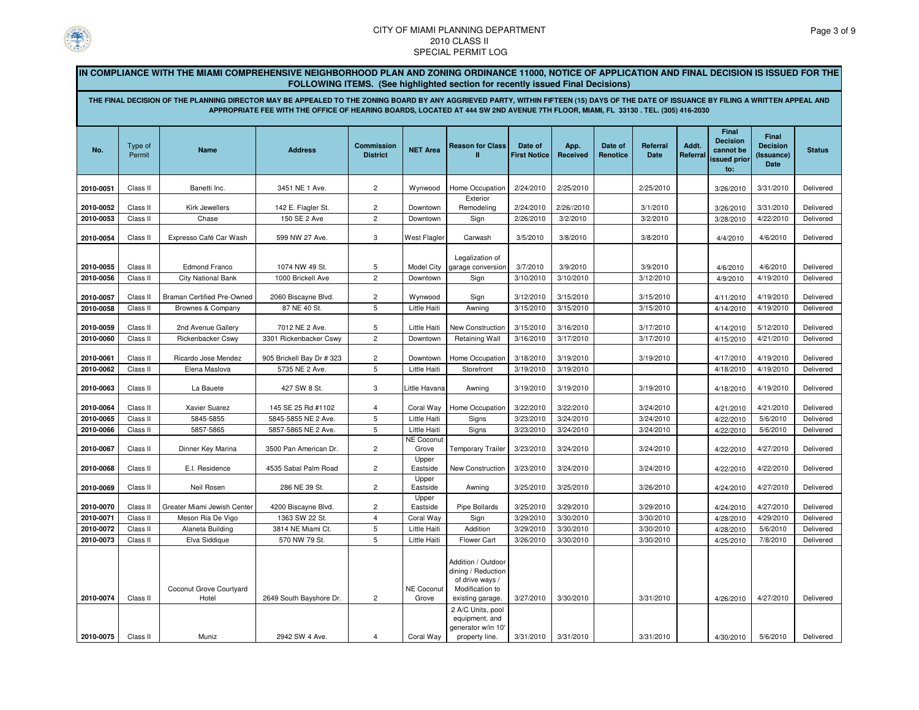CITY OF MIAMI PLANNING DEPARTMENT
2010 CLASS II
SPECIAL PERMIT LOG

**IN COMPLIANCE WITH THE MIAMI COMPREHENSIVE NEIGHBORHOOD PLAN AND ZONING ORDINANCE 11000, NOTICE OF APPLICATION AND FINAL DECISION IS ISSUED FOR THE FOLLOWING ITEMS. (See highlighted section for recently issued Final Decisions)**

**THE FINAL DECISION OF THE PLANNING DIRECTOR MAY BE APPEALED TO THE ZONING BOARD BY ANY AGGRIEVED PARTY, WITHIN FIFTEEN (15) DAYS OF THE DATE OF ISSUANCE BY FILING A WRITTEN APPEAL AND APPROPRIATE FEE WITH THE OFFICE OF HEARING BOARDS, LOCATED AT 444 SW 2ND AVENUE 7TH FLOOR, MIAMI, FL 33130 . TEL. (305) 416-2030**

| No. | Type of Permit | Name | Address | Commission District | NET Area | Reason for Class II | Date of First Notice | App. Received | Date of Renotice | Referral Date | Addt. Referral | Final Decision cannot be issued prior to: | Final Decision (Issuance) Date | Status |
|---|---|---|---|---|---|---|---|---|---|---|---|---|---|---|
| 2010-0051 | Class II | Banetti Inc. | 3451 NE 1 Ave. | 2 | Wynwood | Home Occupation | 2/24/2010 | 2/25/2010 | | 2/25/2010 | | 3/26/2010 | 3/31/2010 | Delivered |
| 2010-0052 | Class II | Kirk Jewellers | 142 E. Flagler St. | 2 | Downtown | Exterior Remodeling | 2/24/2010 | 2/26//2010 | | 3/1/2010 | | 3/26/2010 | 3/31/2010 | Delivered |
| 2010-0053 | Class II | Chase | 150 SE 2 Ave | 2 | Downtown | Sign | 2/26/2010 | 3/2/2010 | | 3/2/2010 | | 3/28/2010 | 4/22/2010 | Delivered |
| 2010-0054 | Class II | Expresso Café Car Wash | 599 NW 27 Ave. | 3 | West Flagler | Carwash | 3/5/2010 | 3/8/2010 | | 3/8/2010 | | 4/4/2010 | 4/6/2010 | Delivered |
| 2010-0055 | Class II | Edmond Franco | 1074 NW 49 St. | 5 | Model City | Legalization of garage conversion | 3/7/2010 | 3/9/2010 | | 3/9/2010 | | 4/6/2010 | 4/6/2010 | Delivered |
| 2010-0056 | Class II | City National Bank | 1000 Brickell Ave | 2 | Downtown | Sign | 3/10/2010 | 3/10/2010 | | 3/12/2010 | | 4/9/2010 | 4/19/2010 | Delivered |
| 2010-0057 | Class II | Braman Certified Pre-Owned | 2060 Biscayne Blvd. | 2 | Wynwood | Sign | 3/12/2010 | 3/15/2010 | | 3/15/2010 | | 4/11/2010 | 4/19/2010 | Delivered |
| 2010-0058 | Class II | Brownes & Company | 87 NE 40 St. | 5 | Little Haiti | Awning | 3/15/2010 | 3/15/2010 | | 3/15/2010 | | 4/14/2010 | 4/19/2010 | Delivered |
| 2010-0059 | Class II | 2nd Avenue Gallery | 7012 NE 2 Ave. | 5 | Little Haiti | New Construction | 3/15/2010 | 3/16/2010 | | 3/17/2010 | | 4/14/2010 | 5/12/2010 | Delivered |
| 2010-0060 | Class II | Rickenbacker Cswy | 3301 Rickenbacker Cswy | 2 | Downtown | Retaining Wall | 3/16/2010 | 3/17/2010 | | 3/17/2010 | | 4/15/2010 | 4/21/2010 | Delivered |
| 2010-0061 | Class II | Ricardo Jose Mendez | 905 Brickell Bay Dr # 323 | 2 | Downtown | Home Occupation | 3/18/2010 | 3/19/2010 | | 3/19/2010 | | 4/17/2010 | 4/19/2010 | Delivered |
| 2010-0062 | Class II | Elena Maslova | 5735 NE 2 Ave. | 5 | Little Haiti | Storefront | 3/19/2010 | 3/19/2010 | | | | 4/18/2010 | 4/19/2010 | Delivered |
| 2010-0063 | Class II | La Bauete | 427 SW 8 St. | 3 | Little Havana | Awning | 3/19/2010 | 3/19/2010 | | 3/19/2010 | | 4/18/2010 | 4/19/2010 | Delivered |
| 2010-0064 | Class II | Xavier Suarez | 145 SE 25 Rd #1102 | 4 | Coral Way | Home Occupation | 3/22/2010 | 3/22/2010 | | 3/24/2010 | | 4/21/2010 | 4/21/2010 | Delivered |
| 2010-0065 | Class II | 5845-5855 | 5845-5855 NE 2 Ave. | 5 | Little Haiti | Signs | 3/23/2010 | 3/24/2010 | | 3/24/2010 | | 4/22/2010 | 5/6/2010 | Delivered |
| 2010-0066 | Class II | 5857-5865 | 5857-5865 NE 2 Ave. | 5 | Little Haiti | Signs | 3/23/2010 | 3/24/2010 | | 3/24/2010 | | 4/22/2010 | 5/6/2010 | Delivered |
| 2010-0067 | Class II | Dinner Key Marina | 3500 Pan American Dr. | 2 | NE Coconut Grove | Temporary Trailer | 3/23/2010 | 3/24/2010 | | 3/24/2010 | | 4/22/2010 | 4/27/2010 | Delivered |
| 2010-0068 | Class II | E.I. Residence | 4535 Sabal Palm Road | 2 | Upper Eastside | New Construction | 3/23/2010 | 3/24/2010 | | 3/24/2010 | | 4/22/2010 | 4/22/2010 | Delivered |
| 2010-0069 | Class II | Neil Rosen | 286 NE 39 St. | 2 | Upper Eastside | Awning | 3/25/2010 | 3/25/2010 | | 3/26/2010 | | 4/24/2010 | 4/27/2010 | Delivered |
| 2010-0070 | Class II | Greater Miami Jewish Center | 4200 Biscayne Blvd. | 2 | Upper Eastside | Pipe Bollards | 3/25/2010 | 3/29/2010 | | 3/29/2010 | | 4/24/2010 | 4/27/2010 | Delivered |
| 2010-0071 | Class II | Meson Ria De Vigo | 1363 SW 22 St. | 4 | Coral Way | Sign | 3/29/2010 | 3/30/2010 | | 3/30/2010 | | 4/28/2010 | 4/29/2010 | Delivered |
| 2010-0072 | Class II | Alaneta Building | 3814 NE Miami Ct. | 5 | Little Haiti | Addition | 3/29/2010 | 3/30/2010 | | 3/30/2010 | | 4/28/2010 | 5/6/2010 | Delivered |
| 2010-0073 | Class II | Elva Siddique | 570 NW 79 St. | 5 | Little Haiti | Flower Cart | 3/26/2010 | 3/30/2010 | | 3/30/2010 | | 4/25/2010 | 7/8/2010 | Delivered |
| 2010-0074 | Class II | Coconut Grove Courtyard Hotel | 2649 South Bayshore Dr. | 2 | NE Coconut Grove | Addition / Outdoor dining / Reduction of drive ways / Modification to existing garage. | 3/27/2010 | 3/30/2010 | | 3/31/2010 | | 4/26/2010 | 4/27/2010 | Delivered |
| 2010-0075 | Class II | Muniz | 2942 SW 4 Ave. | 4 | Coral Way | 2 A/C Units, pool equipment, and generator w/in 10' property line. | 3/31/2010 | 3/31/2010 | | 3/31/2010 | | 4/30/2010 | 5/6/2010 | Delivered |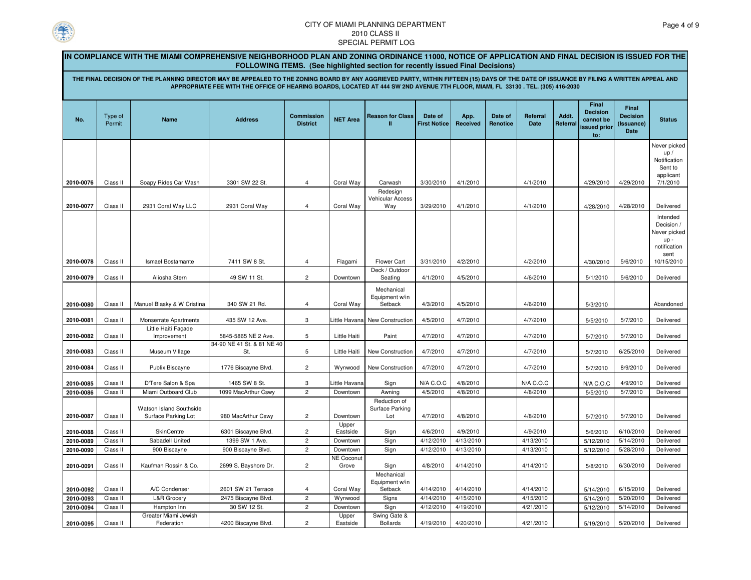CITY OF MIAMI PLANNING DEPARTMENT
2010 CLASS II
SPECIAL PERMIT LOG

**IN COMPLIANCE WITH THE MIAMI COMPREHENSIVE NEIGHBORHOOD PLAN AND ZONING ORDINANCE 11000, NOTICE OF APPLICATION AND FINAL DECISION IS ISSUED FOR THE FOLLOWING ITEMS. (See highlighted section for recently issued Final Decisions)**

**THE FINAL DECISION OF THE PLANNING DIRECTOR MAY BE APPEALED TO THE ZONING BOARD BY ANY AGGRIEVED PARTY, WITHIN FIFTEEN (15) DAYS OF THE DATE OF ISSUANCE BY FILING A WRITTEN APPEAL AND APPROPRIATE FEE WITH THE OFFICE OF HEARING BOARDS, LOCATED AT 444 SW 2ND AVENUE 7TH FLOOR, MIAMI, FL 33130 . TEL. (305) 416-2030**

| No. | Type of Permit | Name | Address | Commission District | NET Area | Reason for Class II | Date of First Notice | App. Received | Date of Renotice | Referral Date | Addt. Referral | Final Decision cannot be issued prior to: | Final Decision (Issuance) Date | Status |
|---|---|---|---|---|---|---|---|---|---|---|---|---|---|---|
| 2010-0076 | Class II | Soapy Rides Car Wash | 3301 SW 22 St. | 4 | Coral Way | Carwash | 3/30/2010 | 4/1/2010 | | 4/1/2010 | | 4/29/2010 | 4/29/2010 | Never picked up / Notification Sent to applicant 7/1/2010 |
| 2010-0077 | Class II | 2931 Coral Way LLC | 2931 Coral Way | 4 | Coral Way | Redesign Vehicular Access Way | 3/29/2010 | 4/1/2010 | | 4/1/2010 | | 4/28/2010 | 4/28/2010 | Delivered |
| 2010-0078 | Class II | Ismael Bostamante | 7411 SW 8 St. | 4 | Flagami | Flower Cart | 3/31/2010 | 4/2/2010 | | 4/2/2010 | | 4/30/2010 | 5/6/2010 | Intended Decision / Never picked up - notification sent 10/15/2010 |
| 2010-0079 | Class II | Aliosha Stern | 49 SW 11 St. | 2 | Downtown | Deck / Outdoor Seating | 4/1/2010 | 4/5/2010 | | 4/6/2010 | | 5/1/2010 | 5/6/2010 | Delivered |
| 2010-0080 | Class II | Manuel Blasky & W Cristina | 340 SW 21 Rd. | 4 | Coral Way | Mechanical Equipment w/in Setback | 4/3/2010 | 4/5/2010 | | 4/6/2010 | | 5/3/2010 | | Abandoned |
| 2010-0081 | Class II | Monserrate Apartments | 435 SW 12 Ave. | 3 | Little Havana | New Construction | 4/5/2010 | 4/7/2010 | | 4/7/2010 | | 5/5/2010 | 5/7/2010 | Delivered |
| 2010-0082 | Class II | Little Haiti Façade Improvement | 5845-5865 NE 2 Ave. | 5 | Little Haiti | Paint | 4/7/2010 | 4/7/2010 | | 4/7/2010 | | 5/7/2010 | 5/7/2010 | Delivered |
| 2010-0083 | Class II | Museum Village | 34-90 NE 41 St. & 81 NE 40 St. | 5 | Little Haiti | New Construction | 4/7/2010 | 4/7/2010 | | 4/7/2010 | | 5/7/2010 | 6/25/2010 | Delivered |
| 2010-0084 | Class II | Publix Biscayne | 1776 Biscayne Blvd. | 2 | Wynwood | New Construction | 4/7/2010 | 4/7/2010 | | 4/7/2010 | | 5/7/2010 | 8/9/2010 | Delivered |
| 2010-0085 | Class II | D'Tere Salon & Spa | 1465 SW 8 St. | 3 | Little Havana | Sign | N/A C.O.C | 4/8/2010 | | N/A C.O.C | | N/A C.O.C | 4/9/2010 | Delivered |
| 2010-0086 | Class II | Miami Outboard Club | 1099 MacArthur Cswy | 2 | Downtown | Awning | 4/5/2010 | 4/8/2010 | | 4/8/2010 | | 5/5/2010 | 5/7/2010 | Delivered |
| 2010-0087 | Class II | Watson Island Southside Surface Parking Lot | 980 MacArthur Cswy | 2 | Downtown | Reduction of Surface Parking Lot | 4/7/2010 | 4/8/2010 | | 4/8/2010 | | 5/7/2010 | 5/7/2010 | Delivered |
| 2010-0088 | Class II | SkinCentre | 6301 Biscayne Blvd. | 2 | Upper Eastside | Sign | 4/6/2010 | 4/9/2010 | | 4/9/2010 | | 5/6/2010 | 6/10/2010 | Delivered |
| 2010-0089 | Class II | Sabadell United | 1399 SW 1 Ave. | 2 | Downtown | Sign | 4/12/2010 | 4/13/2010 | | 4/13/2010 | | 5/12/2010 | 5/14/2010 | Delivered |
| 2010-0090 | Class II | 900 Biscayne | 900 Biscayne Blvd. | 2 | Downtown | Sign | 4/12/2010 | 4/13/2010 | | 4/13/2010 | | 5/12/2010 | 5/28/2010 | Delivered |
| 2010-0091 | Class II | Kaufman Rossin & Co. | 2699 S. Bayshore Dr. | 2 | NE Coconut Grove | Sign | 4/8/2010 | 4/14/2010 | | 4/14/2010 | | 5/8/2010 | 6/30/2010 | Delivered |
| 2010-0092 | Class II | A/C Condenser | 2601 SW 21 Terrace | 4 | Coral Way | Mechanical Equipment w/in Setback | 4/14/2010 | 4/14/2010 | | 4/14/2010 | | 5/14/2010 | 6/15/2010 | Delivered |
| 2010-0093 | Class II | L&R Grocery | 2475 Biscayne Blvd. | 2 | Wynwood | Signs | 4/14/2010 | 4/15/2010 | | 4/15/2010 | | 5/14/2010 | 5/20/2010 | Delivered |
| 2010-0094 | Class II | Hampton Inn | 30 SW 12 St. | 2 | Downtown | Sign | 4/12/2010 | 4/19/2010 | | 4/21/2010 | | 5/12/2010 | 5/14/2010 | Delivered |
| 2010-0095 | Class II | Greater Miami Jewish Federation | 4200 Biscayne Blvd. | 2 | Upper Eastside | Swing Gate & Bollards | 4/19/2010 | 4/20/2010 | | 4/21/2010 | | 5/19/2010 | 5/20/2010 | Delivered |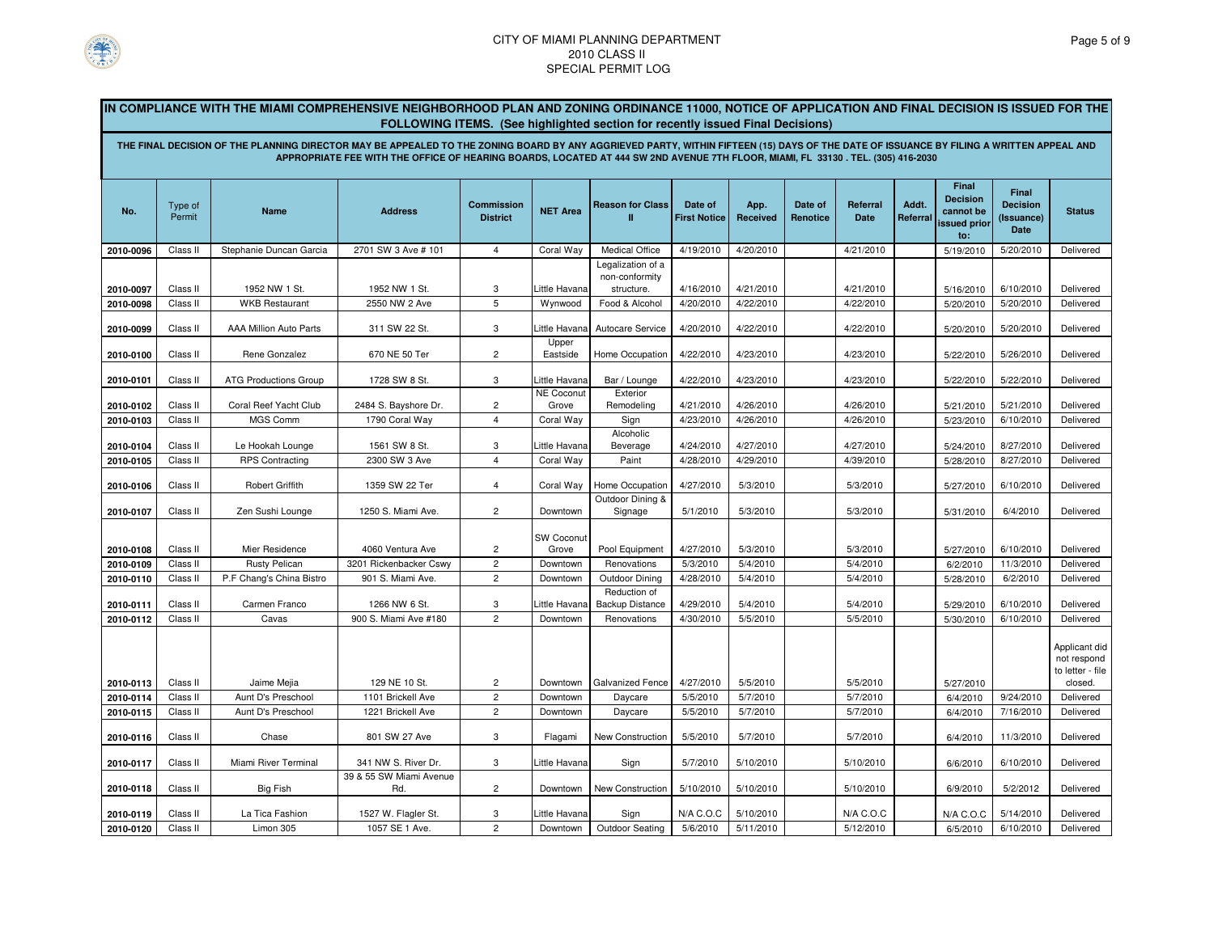# CITY OF MIAMI PLANNING DEPARTMENT
## 2010 CLASS II
## SPECIAL PERMIT LOG

**IN COMPLIANCE WITH THE MIAMI COMPREHENSIVE NEIGHBORHOOD PLAN AND ZONING ORDINANCE 11000, NOTICE OF APPLICATION AND FINAL DECISION IS ISSUED FOR THE FOLLOWING ITEMS. (See highlighted section for recently issued Final Decisions)**

**THE FINAL DECISION OF THE PLANNING DIRECTOR MAY BE APPEALED TO THE ZONING BOARD BY ANY AGGRIEVED PARTY, WITHIN FIFTEEN (15) DAYS OF THE DATE OF ISSUANCE BY FILING A WRITTEN APPEAL AND APPROPRIATE FEE WITH THE OFFICE OF HEARING BOARDS, LOCATED AT 444 SW 2ND AVENUE 7TH FLOOR, MIAMI, FL 33130 . TEL. (305) 416-2030**

| No. | Type of Permit | Name | Address | Commission District | NET Area | Reason for Class II | Date of First Notice | App. Received | Date of Renotice | Referral Date | Addt. Referral | Final Decision cannot be issued prior to: | Final Decision (Issuance) Date | Status |
|---|---|---|---|---|---|---|---|---|---|---|---|---|---|---|
| 2010-0096 | Class II | Stephanie Duncan Garcia | 2701 SW 3 Ave # 101 | 4 | Coral Way | Medical Office | 4/19/2010 | 4/20/2010 | | 4/21/2010 | | 5/19/2010 | 5/20/2010 | Delivered |
| 2010-0097 | Class II | 1952 NW 1 St. | 1952 NW 1 St. | 3 | Little Havana | Legalization of a non-conformity structure. | 4/16/2010 | 4/21/2010 | | 4/21/2010 | | 5/16/2010 | 6/10/2010 | Delivered |
| 2010-0098 | Class II | WKB Restaurant | 2550 NW 2 Ave | 5 | Wynwood | Food & Alcohol | 4/20/2010 | 4/22/2010 | | 4/22/2010 | | 5/20/2010 | 5/20/2010 | Delivered |
| 2010-0099 | Class II | AAA Million Auto Parts | 311 SW 22 St. | 3 | Little Havana | Autocare Service | 4/20/2010 | 4/22/2010 | | 4/22/2010 | | 5/20/2010 | 5/20/2010 | Delivered |
| 2010-0100 | Class II | Rene Gonzalez | 670 NE 50 Ter | 2 | Upper Eastside | Home Occupation | 4/22/2010 | 4/23/2010 | | 4/23/2010 | | 5/22/2010 | 5/26/2010 | Delivered |
| 2010-0101 | Class II | ATG Productions Group | 1728 SW 8 St. | 3 | Little Havana | Bar / Lounge | 4/22/2010 | 4/23/2010 | | 4/23/2010 | | 5/22/2010 | 5/22/2010 | Delivered |
| 2010-0102 | Class II | Coral Reef Yacht Club | 2484 S. Bayshore Dr. | 2 | NE Coconut Grove | Exterior Remodeling | 4/21/2010 | 4/26/2010 | | 4/26/2010 | | 5/21/2010 | 5/21/2010 | Delivered |
| 2010-0103 | Class II | MGS Comm | 1790 Coral Way | 4 | Coral Way | Sign | 4/23/2010 | 4/26/2010 | | 4/26/2010 | | 5/23/2010 | 6/10/2010 | Delivered |
| 2010-0104 | Class II | Le Hookah Lounge | 1561 SW 8 St. | 3 | Little Havana | Alcoholic Beverage | 4/24/2010 | 4/27/2010 | | 4/27/2010 | | 5/24/2010 | 8/27/2010 | Delivered |
| 2010-0105 | Class II | RPS Contracting | 2300 SW 3 Ave | 4 | Coral Way | Paint | 4/28/2010 | 4/29/2010 | | 4/39/2010 | | 5/28/2010 | 8/27/2010 | Delivered |
| 2010-0106 | Class II | Robert Griffith | 1359 SW 22 Ter | 4 | Coral Way | Home Occupation | 4/27/2010 | 5/3/2010 | | 5/3/2010 | | 5/27/2010 | 6/10/2010 | Delivered |
| 2010-0107 | Class II | Zen Sushi Lounge | 1250 S. Miami Ave. | 2 | Downtown | Outdoor Dining & Signage | 5/1/2010 | 5/3/2010 | | 5/3/2010 | | 5/31/2010 | 6/4/2010 | Delivered |
| 2010-0108 | Class II | Mier Residence | 4060 Ventura Ave | 2 | SW Coconut Grove | Pool Equipment | 4/27/2010 | 5/3/2010 | | 5/3/2010 | | 5/27/2010 | 6/10/2010 | Delivered |
| 2010-0109 | Class II | Rusty Pelican | 3201 Rickenbacker Cswy | 2 | Downtown | Renovations | 5/3/2010 | 5/4/2010 | | 5/4/2010 | | 6/2/2010 | 11/3/2010 | Delivered |
| 2010-0110 | Class II | P.F Chang's China Bistro | 901 S. Miami Ave. | 2 | Downtown | Outdoor Dining | 4/28/2010 | 5/4/2010 | | 5/4/2010 | | 5/28/2010 | 6/2/2010 | Delivered |
| 2010-0111 | Class II | Carmen Franco | 1266 NW 6 St. | 3 | Little Havana | Reduction of Backup Distance | 4/29/2010 | 5/4/2010 | | 5/4/2010 | | 5/29/2010 | 6/10/2010 | Delivered |
| 2010-0112 | Class II | Cavas | 900 S. Miami Ave #180 | 2 | Downtown | Renovations | 4/30/2010 | 5/5/2010 | | 5/5/2010 | | 5/30/2010 | 6/10/2010 | Delivered |
| 2010-0113 | Class II | Jaime Mejia | 129 NE 10 St. | 2 | Downtown | Galvanized Fence | 4/27/2010 | 5/5/2010 | | 5/5/2010 | | 5/27/2010 | | Applicant did not respond to letter - file closed. |
| 2010-0114 | Class II | Aunt D's Preschool | 1101 Brickell Ave | 2 | Downtown | Daycare | 5/5/2010 | 5/7/2010 | | 5/7/2010 | | 6/4/2010 | 9/24/2010 | Delivered |
| 2010-0115 | Class II | Aunt D's Preschool | 1221 Brickell Ave | 2 | Downtown | Daycare | 5/5/2010 | 5/7/2010 | | 5/7/2010 | | 6/4/2010 | 7/16/2010 | Delivered |
| 2010-0116 | Class II | Chase | 801 SW 27 Ave | 3 | Flagami | New Construction | 5/5/2010 | 5/7/2010 | | 5/7/2010 | | 6/4/2010 | 11/3/2010 | Delivered |
| 2010-0117 | Class II | Miami River Terminal | 341 NW S. River Dr. | 3 | Little Havana | Sign | 5/7/2010 | 5/10/2010 | | 5/10/2010 | | 6/6/2010 | 6/10/2010 | Delivered |
| 2010-0118 | Class II | Big Fish | 39 & 55 SW Miami Avenue Rd. | 2 | Downtown | New Construction | 5/10/2010 | 5/10/2010 | | 5/10/2010 | | 6/9/2010 | 5/2/2012 | Delivered |
| 2010-0119 | Class II | La Tica Fashion | 1527 W. Flagler St. | 3 | Little Havana | Sign | N/A C.O.C | 5/10/2010 | | N/A C.O.C | | N/A C.O.C | 5/14/2010 | Delivered |
| 2010-0120 | Class II | Limon 305 | 1057 SE 1 Ave. | 2 | Downtown | Outdoor Seating | 5/6/2010 | 5/11/2010 | | 5/12/2010 | | 6/5/2010 | 6/10/2010 | Delivered |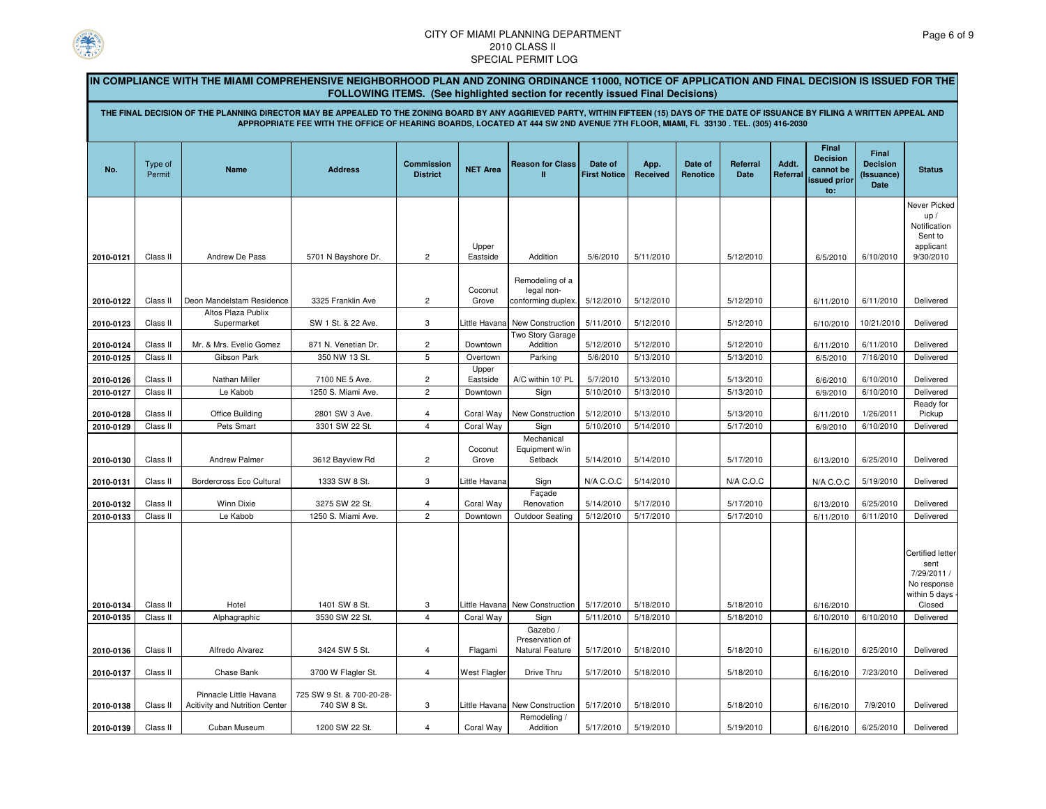CITY OF MIAMI PLANNING DEPARTMENT
2010 CLASS II
SPECIAL PERMIT LOG

**IN COMPLIANCE WITH THE MIAMI COMPREHENSIVE NEIGHBORHOOD PLAN AND ZONING ORDINANCE 11000, NOTICE OF APPLICATION AND FINAL DECISION IS ISSUED FOR THE FOLLOWING ITEMS. (See highlighted section for recently issued Final Decisions)**

**THE FINAL DECISION OF THE PLANNING DIRECTOR MAY BE APPEALED TO THE ZONING BOARD BY ANY AGGRIEVED PARTY, WITHIN FIFTEEN (15) DAYS OF THE DATE OF ISSUANCE BY FILING A WRITTEN APPEAL AND APPROPRIATE FEE WITH THE OFFICE OF HEARING BOARDS, LOCATED AT 444 SW 2ND AVENUE 7TH FLOOR, MIAMI, FL 33130 . TEL. (305) 416-2030**

| No. | Type of Permit | Name | Address | Commission District | NET Area | Reason for Class II | Date of First Notice | App. Received | Date of Renotice | Referral Date | Addt. Referral | Final Decision cannot be issued prior to: | Final Decision (Issuance) Date | Status |
|---|---|---|---|---|---|---|---|---|---|---|---|---|---|---|
| 2010-0121 | Class II | Andrew De Pass | 5701 N Bayshore Dr. | 2 | Upper Eastside | Addition | 5/6/2010 | 5/11/2010 | | 5/12/2010 | | 6/5/2010 | 6/10/2010 | Never Picked up / Notification Sent to applicant 9/30/2010 |
| 2010-0122 | Class II | Deon Mandelstam Residence | 3325 Franklin Ave | 2 | Coconut Grove | Remodeling of a legal non-conforming duplex. | 5/12/2010 | 5/12/2010 | | 5/12/2010 | | 6/11/2010 | 6/11/2010 | Delivered |
| 2010-0123 | Class II | Altos Plaza Publix Supermarket | SW 1 St. & 22 Ave. | 3 | Little Havana | New Construction | 5/11/2010 | 5/12/2010 | | 5/12/2010 | | 6/10/2010 | 10/21/2010 | Delivered |
| 2010-0124 | Class II | Mr. & Mrs. Evelio Gomez | 871 N. Venetian Dr. | 2 | Downtown | Two Story Garage Addition | 5/12/2010 | 5/12/2010 | | 5/12/2010 | | 6/11/2010 | 6/11/2010 | Delivered |
| 2010-0125 | Class II | Gibson Park | 350 NW 13 St. | 5 | Overtown | Parking | 5/6/2010 | 5/13/2010 | | 5/13/2010 | | 6/5/2010 | 7/16/2010 | Delivered |
| 2010-0126 | Class II | Nathan Miller | 7100 NE 5 Ave. | 2 | Upper Eastside | A/C within 10' PL | 5/7/2010 | 5/13/2010 | | 5/13/2010 | | 6/6/2010 | 6/10/2010 | Delivered |
| 2010-0127 | Class II | Le Kabob | 1250 S. Miami Ave. | 2 | Downtown | Sign | 5/10/2010 | 5/13/2010 | | 5/13/2010 | | 6/9/2010 | 6/10/2010 | Delivered |
| 2010-0128 | Class II | Office Building | 2801 SW 3 Ave. | 4 | Coral Way | New Construction | 5/12/2010 | 5/13/2010 | | 5/13/2010 | | 6/11/2010 | 1/26/2011 | Ready for Pickup |
| 2010-0129 | Class II | Pets Smart | 3301 SW 22 St. | 4 | Coral Way | Sign | 5/10/2010 | 5/14/2010 | | 5/17/2010 | | 6/9/2010 | 6/10/2010 | Delivered |
| 2010-0130 | Class II | Andrew Palmer | 3612 Bayview Rd | 2 | Coconut Grove | Mechanical Equipment w/in Setback | 5/14/2010 | 5/14/2010 | | 5/17/2010 | | 6/13/2010 | 6/25/2010 | Delivered |
| 2010-0131 | Class II | Bordercross Eco Cultural | 1333 SW 8 St. | 3 | Little Havana | Sign | N/A C.O.C | 5/14/2010 | | N/A C.O.C | | N/A C.O.C | 5/19/2010 | Delivered |
| 2010-0132 | Class II | Winn Dixie | 3275 SW 22 St. | 4 | Coral Way | Façade Renovation | 5/14/2010 | 5/17/2010 | | 5/17/2010 | | 6/13/2010 | 6/25/2010 | Delivered |
| 2010-0133 | Class II | Le Kabob | 1250 S. Miami Ave. | 2 | Downtown | Outdoor Seating | 5/12/2010 | 5/17/2010 | | 5/17/2010 | | 6/11/2010 | 6/11/2010 | Delivered |
| 2010-0134 | Class II | Hotel | 1401 SW 8 St. | 3 | Little Havana | New Construction | 5/17/2010 | 5/18/2010 | | 5/18/2010 | | 6/16/2010 | | Certified letter sent 7/29/2011 / No response within 5 days - Closed |
| 2010-0135 | Class II | Alphagraphic | 3530 SW 22 St. | 4 | Coral Way | Sign | 5/11/2010 | 5/18/2010 | | 5/18/2010 | | 6/10/2010 | 6/10/2010 | Delivered |
| 2010-0136 | Class II | Alfredo Alvarez | 3424 SW 5 St. | 4 | Flagami | Gazebo / Preservation of Natural Feature | 5/17/2010 | 5/18/2010 | | 5/18/2010 | | 6/16/2010 | 6/25/2010 | Delivered |
| 2010-0137 | Class II | Chase Bank | 3700 W Flagler St. | 4 | West Flagler | Drive Thru | 5/17/2010 | 5/18/2010 | | 5/18/2010 | | 6/16/2010 | 7/23/2010 | Delivered |
| 2010-0138 | Class II | Pinnacle Little Havana Acitivity and Nutrition Center | 725 SW 9 St. & 700-20-28-740 SW 8 St. | 3 | Little Havana | New Construction | 5/17/2010 | 5/18/2010 | | 5/18/2010 | | 6/16/2010 | 7/9/2010 | Delivered |
| 2010-0139 | Class II | Cuban Museum | 1200 SW 22 St. | 4 | Coral Way | Remodeling / Addition | 5/17/2010 | 5/19/2010 | | 5/19/2010 | | 6/16/2010 | 6/25/2010 | Delivered |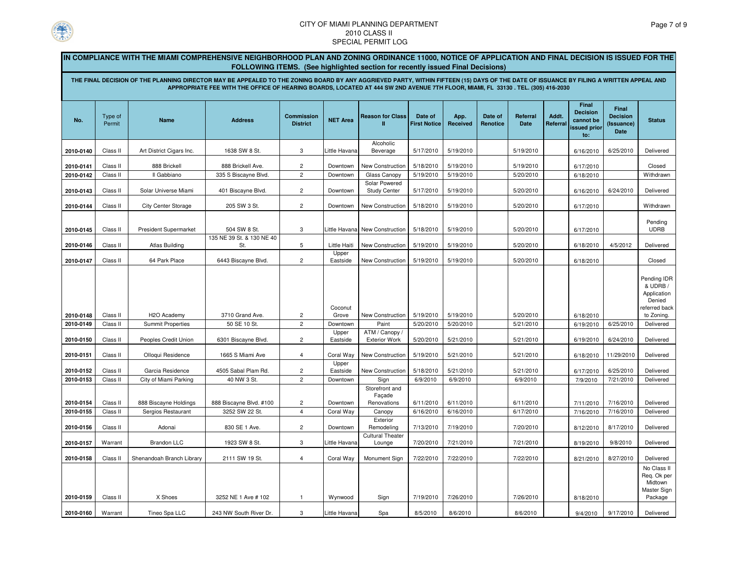CITY OF MIAMI PLANNING DEPARTMENT
2010 CLASS II
SPECIAL PERMIT LOG

**IN COMPLIANCE WITH THE MIAMI COMPREHENSIVE NEIGHBORHOOD PLAN AND ZONING ORDINANCE 11000, NOTICE OF APPLICATION AND FINAL DECISION IS ISSUED FOR THE FOLLOWING ITEMS. (See highlighted section for recently issued Final Decisions)**

**THE FINAL DECISION OF THE PLANNING DIRECTOR MAY BE APPEALED TO THE ZONING BOARD BY ANY AGGRIEVED PARTY, WITHIN FIFTEEN (15) DAYS OF THE DATE OF ISSUANCE BY FILING A WRITTEN APPEAL AND APPROPRIATE FEE WITH THE OFFICE OF HEARING BOARDS, LOCATED AT 444 SW 2ND AVENUE 7TH FLOOR, MIAMI, FL 33130 . TEL. (305) 416-2030**

| No. | Type of Permit | Name | Address | Commission District | NET Area | Reason for Class II | Date of First Notice | App. Received | Date of Renotice | Referral Date | Addt. Referral | Final Decision cannot be issued prior to: | Final Decision (Issuance) Date | Status |
|---|---|---|---|---|---|---|---|---|---|---|---|---|---|---|
| 2010-0140 | Class II | Art District Cigars Inc. | 1638 SW 8 St. | 3 | Little Havana | Alcoholic Beverage | 5/17/2010 | 5/19/2010 | | 5/19/2010 | | 6/16/2010 | 6/25/2010 | Delivered |
| 2010-0141 | Class II | 888 Brickell | 888 Brickell Ave. | 2 | Downtown | New Construction | 5/18/2010 | 5/19/2010 | | 5/19/2010 | | 6/17/2010 | | Closed |
| 2010-0142 | Class II | Il Gabbiano | 335 S Biscayne Blvd. | 2 | Downtown | Glass Canopy | 5/19/2010 | 5/19/2010 | | 5/20/2010 | | 6/18/2010 | | Withdrawn |
| 2010-0143 | Class II | Solar Universe Miami | 401 Biscayne Blvd. | 2 | Downtown | Solar Powered Study Center | 5/17/2010 | 5/19/2010 | | 5/20/2010 | | 6/16/2010 | 6/24/2010 | Delivered |
| 2010-0144 | Class II | City Center Storage | 205 SW 3 St. | 2 | Downtown | New Construction | 5/18/2010 | 5/19/2010 | | 5/20/2010 | | 6/17/2010 | | Withdrawn |
| 2010-0145 | Class II | President Supermarket | 504 SW 8 St. | 3 | Little Havana | New Construction | 5/18/2010 | 5/19/2010 | | 5/20/2010 | | 6/17/2010 | | Pending UDRB |
| 2010-0146 | Class II | Atlas Building | 135 NE 39 St. & 130 NE 40 St. | 5 | Little Haiti | New Construction | 5/19/2010 | 5/19/2010 | | 5/20/2010 | | 6/18/2010 | 4/5/2012 | Delivered |
| 2010-0147 | Class II | 64 Park Place | 6443 Biscayne Blvd. | 2 | Upper Eastside | New Construction | 5/19/2010 | 5/19/2010 | | 5/20/2010 | | 6/18/2010 | | Closed |
| 2010-0148 | Class II | H2O Academy | 3710 Grand Ave. | 2 | Coconut Grove | New Construction | 5/19/2010 | 5/19/2010 | | 5/20/2010 | | 6/18/2010 | | Pending IDR & UDRB / Application Denied referred back to Zoning. |
| 2010-0149 | Class II | Summit Properties | 50 SE 10 St. | 2 | Downtown | Paint | 5/20/2010 | 5/20/2010 | | 5/21/2010 | | 6/19/2010 | 6/25/2010 | Delivered |
| 2010-0150 | Class II | Peoples Credit Union | 6301 Biscayne Blvd. | 2 | Upper Eastside | ATM / Canopy / Exterior Work | 5/20/2010 | 5/21/2010 | | 5/21/2010 | | 6/19/2010 | 6/24/2010 | Delivered |
| 2010-0151 | Class II | Olloqui Residence | 1665 S Miami Ave | 4 | Coral Way | New Construction | 5/19/2010 | 5/21/2010 | | 5/21/2010 | | 6/18/2010 | 11/29/2010 | Delivered |
| 2010-0152 | Class II | Garcia Residence | 4505 Sabal Plam Rd. | 2 | Upper Eastside | New Construction | 5/18/2010 | 5/21/2010 | | 5/21/2010 | | 6/17/2010 | 6/25/2010 | Delivered |
| 2010-0153 | Class II | City of Miami Parking | 40 NW 3 St. | 2 | Downtown | Sign | 6/9/2010 | 6/9/2010 | | 6/9/2010 | | 7/9/2010 | 7/21/2010 | Delivered |
| 2010-0154 | Class II | 888 Biscayne Holdings | 888 Biscayne Blvd. #100 | 2 | Downtown | Storefront and Façade Renovations | 6/11/2010 | 6/11/2010 | | 6/11/2010 | | 7/11/2010 | 7/16/2010 | Delivered |
| 2010-0155 | Class II | Sergios Restaurant | 3252 SW 22 St. | 4 | Coral Way | Canopy | 6/16/2010 | 6/16/2010 | | 6/17/2010 | | 7/16/2010 | 7/16/2010 | Delivered |
| 2010-0156 | Class II | Adonai | 830 SE 1 Ave. | 2 | Downtown | Exterior Remodeling | 7/13/2010 | 7/19/2010 | | 7/20/2010 | | 8/12/2010 | 8/17/2010 | Delivered |
| 2010-0157 | Warrant | Brandon LLC | 1923 SW 8 St. | 3 | Little Havana | Cultural Theater Lounge | 7/20/2010 | 7/21/2010 | | 7/21/2010 | | 8/19/2010 | 9/8/2010 | Delivered |
| 2010-0158 | Class II | Shenandoah Branch Library | 2111 SW 19 St. | 4 | Coral Way | Monument Sign | 7/22/2010 | 7/22/2010 | | 7/22/2010 | | 8/21/2010 | 8/27/2010 | Delivered |
| 2010-0159 | Class II | X Shoes | 3252 NE 1 Ave # 102 | 1 | Wynwood | Sign | 7/19/2010 | 7/26/2010 | | 7/26/2010 | | 8/18/2010 | | No Class II Req. Ok per Midtown Master Sign Package |
| 2010-0160 | Warrant | Tineo Spa LLC | 243 NW South River Dr. | 3 | Little Havana | Spa | 8/5/2010 | 8/6/2010 | | 8/6/2010 | | 9/4/2010 | 9/17/2010 | Delivered |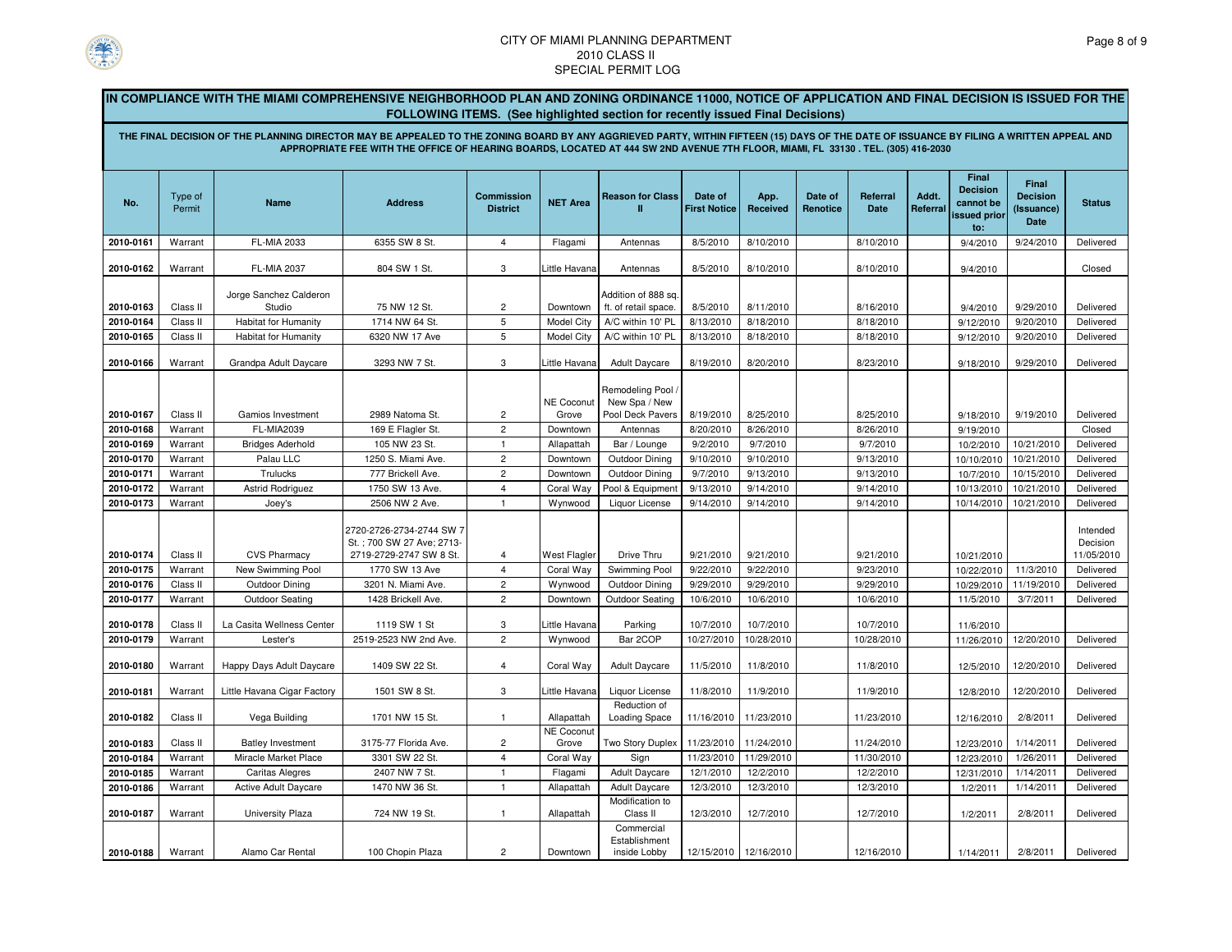CITY OF MIAMI PLANNING DEPARTMENT
2010 CLASS II
SPECIAL PERMIT LOG

**IN COMPLIANCE WITH THE MIAMI COMPREHENSIVE NEIGHBORHOOD PLAN AND ZONING ORDINANCE 11000, NOTICE OF APPLICATION AND FINAL DECISION IS ISSUED FOR THE FOLLOWING ITEMS. (See highlighted section for recently issued Final Decisions)**

**THE FINAL DECISION OF THE PLANNING DIRECTOR MAY BE APPEALED TO THE ZONING BOARD BY ANY AGGRIEVED PARTY, WITHIN FIFTEEN (15) DAYS OF THE DATE OF ISSUANCE BY FILING A WRITTEN APPEAL AND APPROPRIATE FEE WITH THE OFFICE OF HEARING BOARDS, LOCATED AT 444 SW 2ND AVENUE 7TH FLOOR, MIAMI, FL 33130 . TEL. (305) 416-2030**

| No. | Type of Permit | Name | Address | Commission District | NET Area | Reason for Class II | Date of First Notice | App. Received | Date of Renotice | Referral Date | Addt. Referral | Final Decision cannot be issued prior to: | Final Decision (Issuance) Date | Status |
|---|---|---|---|---|---|---|---|---|---|---|---|---|---|---|
| 2010-0161 | Warrant | FL-MIA 2033 | 6355 SW 8 St. | 4 | Flagami | Antennas | 8/5/2010 | 8/10/2010 | | 8/10/2010 | | 9/4/2010 | 9/24/2010 | Delivered |
| 2010-0162 | Warrant | FL-MIA 2037 | 804 SW 1 St. | 3 | Little Havana | Antennas | 8/5/2010 | 8/10/2010 | | 8/10/2010 | | 9/4/2010 | | Closed |
| 2010-0163 | Class II | Jorge Sanchez Calderon Studio | 75 NW 12 St. | 2 | Downtown | Addition of 888 sq. ft. of retail space. | 8/5/2010 | 8/11/2010 | | 8/16/2010 | | 9/4/2010 | 9/29/2010 | Delivered |
| 2010-0164 | Class II | Habitat for Humanity | 1714 NW 64 St. | 5 | Model City | A/C within 10' PL | 8/13/2010 | 8/18/2010 | | 8/18/2010 | | 9/12/2010 | 9/20/2010 | Delivered |
| 2010-0165 | Class II | Habitat for Humanity | 6320 NW 17 Ave | 5 | Model City | A/C within 10' PL | 8/13/2010 | 8/18/2010 | | 8/18/2010 | | 9/12/2010 | 9/20/2010 | Delivered |
| 2010-0166 | Warrant | Grandpa Adult Daycare | 3293 NW 7 St. | 3 | Little Havana | Adult Daycare | 8/19/2010 | 8/20/2010 | | 8/23/2010 | | 9/18/2010 | 9/29/2010 | Delivered |
| 2010-0167 | Class II | Gamios Investment | 2989 Natoma St. | 2 | NE Coconut Grove | Remodeling Pool / New Spa / New Pool Deck Pavers | 8/19/2010 | 8/25/2010 | | 8/25/2010 | | 9/18/2010 | 9/19/2010 | Delivered |
| 2010-0168 | Warrant | FL-MIA2039 | 169 E Flagler St. | 2 | Downtown | Antennas | 8/20/2010 | 8/26/2010 | | 8/26/2010 | | 9/19/2010 | | Closed |
| 2010-0169 | Warrant | Bridges Aderhold | 105 NW 23 St. | 1 | Allapattah | Bar / Lounge | 9/2/2010 | 9/7/2010 | | 9/7/2010 | | 10/2/2010 | 10/21/2010 | Delivered |
| 2010-0170 | Warrant | Palau LLC | 1250 S. Miami Ave. | 2 | Downtown | Outdoor Dining | 9/10/2010 | 9/10/2010 | | 9/13/2010 | | 10/10/2010 | 10/21/2010 | Delivered |
| 2010-0171 | Warrant | Trulucks | 777 Brickell Ave. | 2 | Downtown | Outdoor Dining | 9/7/2010 | 9/13/2010 | | 9/13/2010 | | 10/7/2010 | 10/15/2010 | Delivered |
| 2010-0172 | Warrant | Astrid Rodriguez | 1750 SW 13 Ave. | 4 | Coral Way | Pool & Equipment | 9/13/2010 | 9/14/2010 | | 9/14/2010 | | 10/13/2010 | 10/21/2010 | Delivered |
| 2010-0173 | Warrant | Joey's | 2506 NW 2 Ave. | 1 | Wynwood | Liquor License | 9/14/2010 | 9/14/2010 | | 9/14/2010 | | 10/14/2010 | 10/21/2010 | Delivered |
| 2010-0174 | Class II | CVS Pharmacy | 2720-2726-2734-2744 SW 7 St. ; 700 SW 27 Ave; 2713-2719-2729-2747 SW 8 St. | 4 | West Flagler | Drive Thru | 9/21/2010 | 9/21/2010 | | 9/21/2010 | | 10/21/2010 | | Intended Decision 11/05/2010 |
| 2010-0175 | Warrant | New Swimming Pool | 1770 SW 13 Ave | 4 | Coral Way | Swimming Pool | 9/22/2010 | 9/22/2010 | | 9/23/2010 | | 10/22/2010 | 11/3/2010 | Delivered |
| 2010-0176 | Class II | Outdoor Dining | 3201 N. Miami Ave. | 2 | Wynwood | Outdoor Dining | 9/29/2010 | 9/29/2010 | | 9/29/2010 | | 10/29/2010 | 11/19/2010 | Delivered |
| 2010-0177 | Warrant | Outdoor Seating | 1428 Brickell Ave. | 2 | Downtown | Outdoor Seating | 10/6/2010 | 10/6/2010 | | 10/6/2010 | | 11/5/2010 | 3/7/2011 | Delivered |
| 2010-0178 | Class II | La Casita Wellness Center | 1119 SW 1 St | 3 | Little Havana | Parking | 10/7/2010 | 10/7/2010 | | 10/7/2010 | | 11/6/2010 | | |
| 2010-0179 | Warrant | Lester's | 2519-2523 NW 2nd Ave. | 2 | Wynwood | Bar 2COP | 10/27/2010 | 10/28/2010 | | 10/28/2010 | | 11/26/2010 | 12/20/2010 | Delivered |
| 2010-0180 | Warrant | Happy Days Adult Daycare | 1409 SW 22 St. | 4 | Coral Way | Adult Daycare | 11/5/2010 | 11/8/2010 | | 11/8/2010 | | 12/5/2010 | 12/20/2010 | Delivered |
| 2010-0181 | Warrant | Little Havana Cigar Factory | 1501 SW 8 St. | 3 | Little Havana | Liquor License | 11/8/2010 | 11/9/2010 | | 11/9/2010 | | 12/8/2010 | 12/20/2010 | Delivered |
| 2010-0182 | Class II | Vega Building | 1701 NW 15 St. | 1 | Allapattah | Reduction of Loading Space | 11/16/2010 | 11/23/2010 | | 11/23/2010 | | 12/16/2010 | 2/8/2011 | Delivered |
| 2010-0183 | Class II | Batley Investment | 3175-77 Florida Ave. | 2 | NE Coconut Grove | Two Story Duplex | 11/23/2010 | 11/24/2010 | | 11/24/2010 | | 12/23/2010 | 1/14/2011 | Delivered |
| 2010-0184 | Warrant | Miracle Market Place | 3301 SW 22 St. | 4 | Coral Way | Sign | 11/23/2010 | 11/29/2010 | | 11/30/2010 | | 12/23/2010 | 1/26/2011 | Delivered |
| 2010-0185 | Warrant | Caritas Alegres | 2407 NW 7 St. | 1 | Flagami | Adult Daycare | 12/1/2010 | 12/2/2010 | | 12/2/2010 | | 12/31/2010 | 1/14/2011 | Delivered |
| 2010-0186 | Warrant | Active Adult Daycare | 1470 NW 36 St. | 1 | Allapattah | Adult Daycare | 12/3/2010 | 12/3/2010 | | 12/3/2010 | | 1/2/2011 | 1/14/2011 | Delivered |
| 2010-0187 | Warrant | University Plaza | 724 NW 19 St. | 1 | Allapattah | Modification to Class II | 12/3/2010 | 12/7/2010 | | 12/7/2010 | | 1/2/2011 | 2/8/2011 | Delivered |
| 2010-0188 | Warrant | Alamo Car Rental | 100 Chopin Plaza | 2 | Downtown | Commercial Establishment inside Lobby | 12/15/2010 | 12/16/2010 | | 12/16/2010 | | 1/14/2011 | 2/8/2011 | Delivered |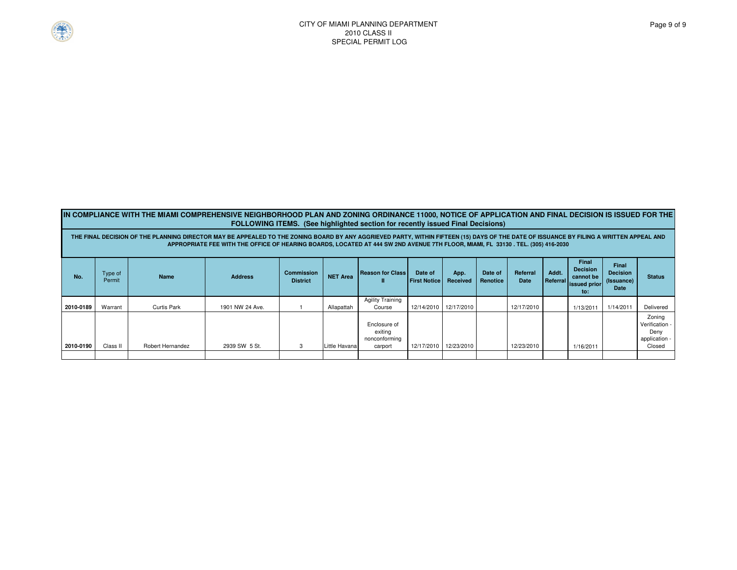CITY OF MIAMI PLANNING DEPARTMENT
2010 CLASS II
SPECIAL PERMIT LOG

**IN COMPLIANCE WITH THE MIAMI COMPREHENSIVE NEIGHBORHOOD PLAN AND ZONING ORDINANCE 11000, NOTICE OF APPLICATION AND FINAL DECISION IS ISSUED FOR THE FOLLOWING ITEMS. (See highlighted section for recently issued Final Decisions)**

**THE FINAL DECISION OF THE PLANNING DIRECTOR MAY BE APPEALED TO THE ZONING BOARD BY ANY AGGRIEVED PARTY, WITHIN FIFTEEN (15) DAYS OF THE DATE OF ISSUANCE BY FILING A WRITTEN APPEAL AND APPROPRIATE FEE WITH THE OFFICE OF HEARING BOARDS, LOCATED AT 444 SW 2ND AVENUE 7TH FLOOR, MIAMI, FL 33130 . TEL. (305) 416-2030**

| No. | Type of Permit | Name | Address | Commission District | NET Area | Reason for Class II | Date of First Notice | App. Received | Date of Renotice | Referral Date | Addt. Referral | Final Decision cannot be issued prior to: | Final Decision (Issuance) Date | Status |
|---|---|---|---|---|---|---|---|---|---|---|---|---|---|---|
| **2010-0189** | Warrant | Curtis Park | 1901 NW 24 Ave. | 1 | Allapattah | Agility Training Course | 12/14/2010 | 12/17/2010 | | 12/17/2010 | | 1/13/2011 | 1/14/2011 | Delivered |
| **2010-0190** | Class II | Robert Hernandez | 2939 SW 5 St. | 3 | Little Havana | Enclosure of exiting nonconforming carport | 12/17/2010 | 12/23/2010 | | 12/23/2010 | | 1/16/2011 | | Zoning Verification - Deny application - Closed |
| | | | | | | | | | | | | | | |